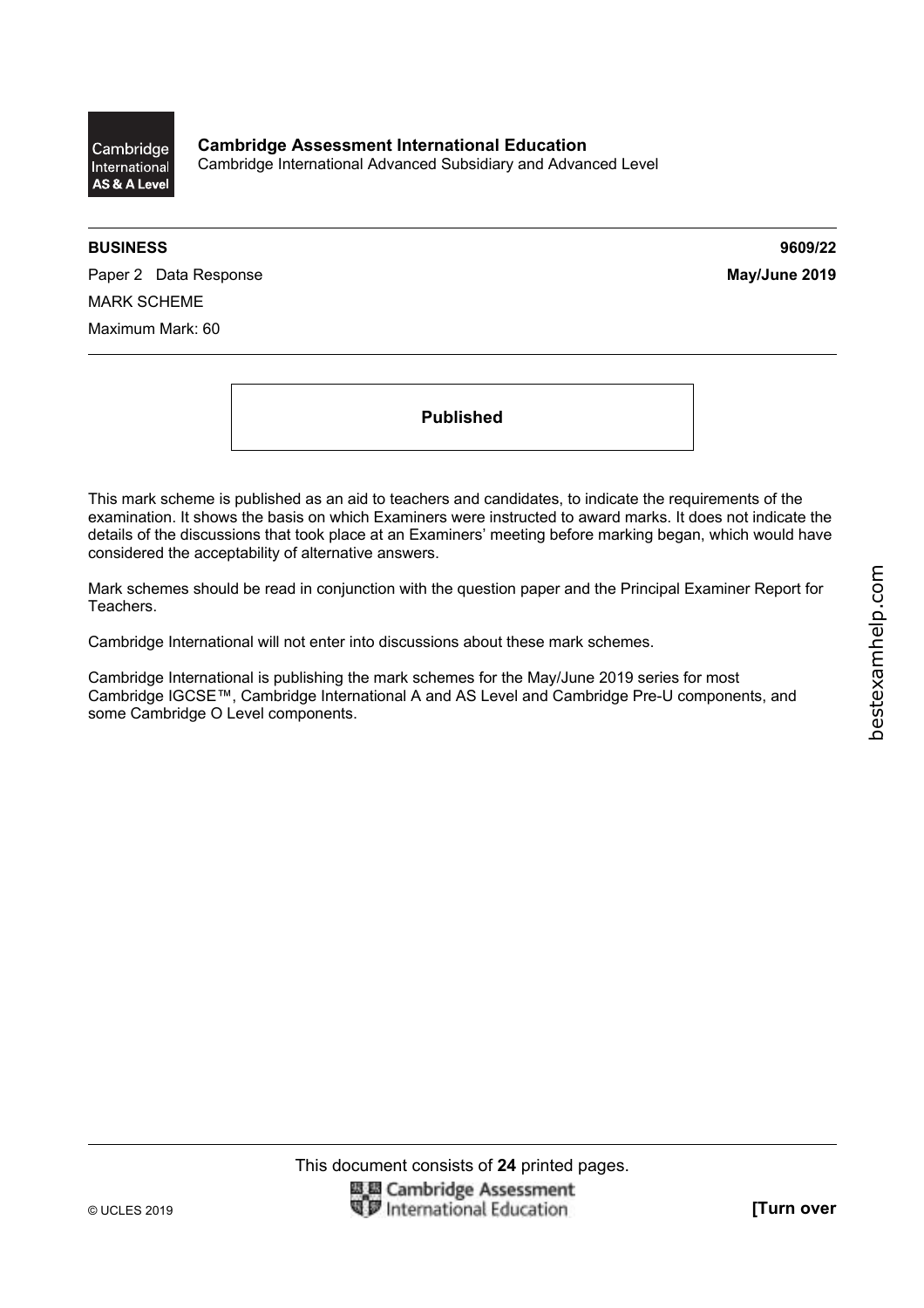Cambridge International AS & A Level

**Cambridge Assessment International Education**
Cambridge International Advanced Subsidiary and Advanced Level

**BUSINESS** **9609/22**

Paper 2 Data Response **May/June 2019**

MARK SCHEME

Maximum Mark: 60

**Published**

This mark scheme is published as an aid to teachers and candidates, to indicate the requirements of the examination. It shows the basis on which Examiners were instructed to award marks. It does not indicate the details of the discussions that took place at an Examiners' meeting before marking began, which would have considered the acceptability of alternative answers.

Mark schemes should be read in conjunction with the question paper and the Principal Examiner Report for Teachers.

Cambridge International will not enter into discussions about these mark schemes.

Cambridge International is publishing the mark schemes for the May/June 2019 series for most Cambridge IGCSE™, Cambridge International A and AS Level and Cambridge Pre-U components, and some Cambridge O Level components.

This document consists of **24** printed pages.

© UCLES 2019 **[Turn over**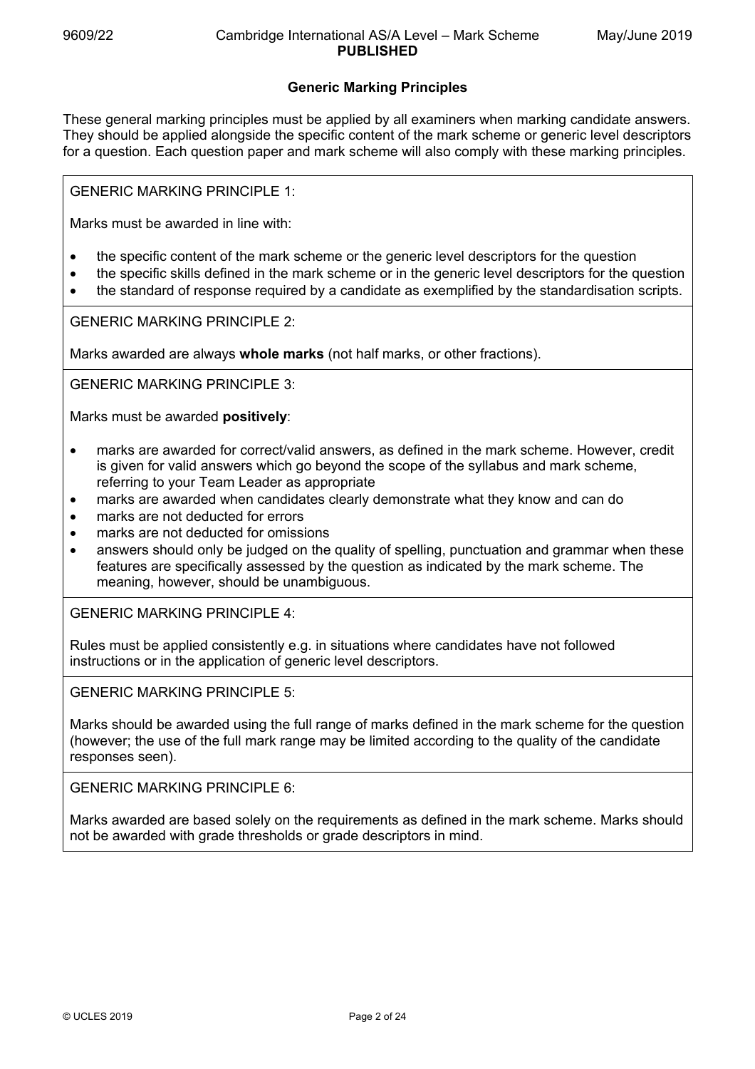## Generic Marking Principles

These general marking principles must be applied by all examiners when marking candidate answers. They should be applied alongside the specific content of the mark scheme or generic level descriptors for a question. Each question paper and mark scheme will also comply with these marking principles.

GENERIC MARKING PRINCIPLE 1:

Marks must be awarded in line with:

- the specific content of the mark scheme or the generic level descriptors for the question
- the specific skills defined in the mark scheme or in the generic level descriptors for the question
- the standard of response required by a candidate as exemplified by the standardisation scripts.

GENERIC MARKING PRINCIPLE 2:

Marks awarded are always **whole marks** (not half marks, or other fractions).

GENERIC MARKING PRINCIPLE 3:

Marks must be awarded **positively**:

- marks are awarded for correct/valid answers, as defined in the mark scheme. However, credit is given for valid answers which go beyond the scope of the syllabus and mark scheme, referring to your Team Leader as appropriate
- marks are awarded when candidates clearly demonstrate what they know and can do
- marks are not deducted for errors
- marks are not deducted for omissions
- answers should only be judged on the quality of spelling, punctuation and grammar when these features are specifically assessed by the question as indicated by the mark scheme. The meaning, however, should be unambiguous.

GENERIC MARKING PRINCIPLE 4:

Rules must be applied consistently e.g. in situations where candidates have not followed instructions or in the application of generic level descriptors.

GENERIC MARKING PRINCIPLE 5:

Marks should be awarded using the full range of marks defined in the mark scheme for the question (however; the use of the full mark range may be limited according to the quality of the candidate responses seen).

GENERIC MARKING PRINCIPLE 6:

Marks awarded are based solely on the requirements as defined in the mark scheme. Marks should not be awarded with grade thresholds or grade descriptors in mind.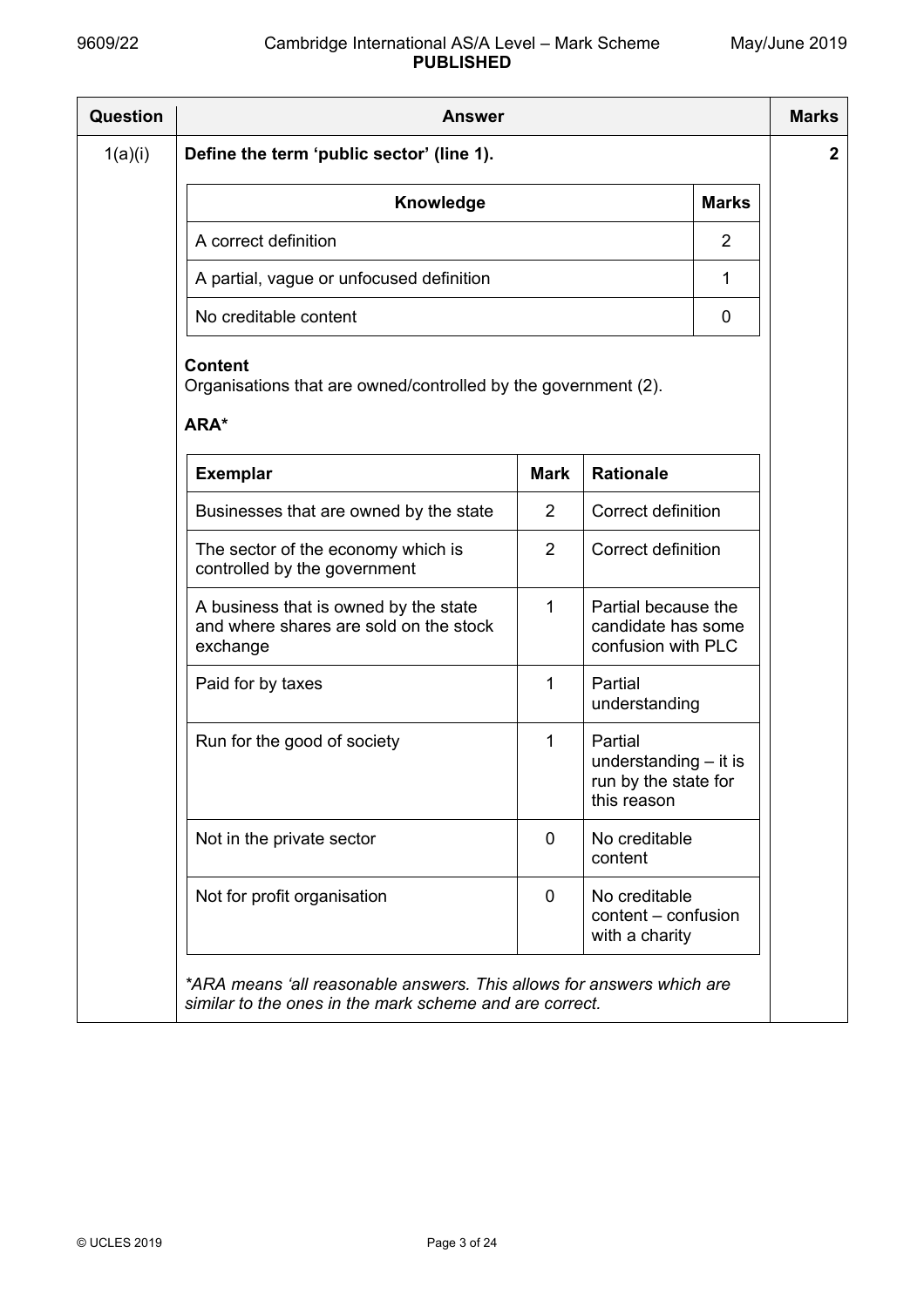| Question | Answer | Marks |
|---|---|---|
| 1(a)(i) | **Define the term 'public sector' (line 1).** | **2** |

| Knowledge | Marks |
|---|---|
| A correct definition | 2 |
| A partial, vague or unfocused definition | 1 |
| No creditable content | 0 |

**Content**
Organisations that are owned/controlled by the government (2).

**ARA***

| Exemplar | Mark | Rationale |
|---|---|---|
| Businesses that are owned by the state | 2 | Correct definition |
| The sector of the economy which is controlled by the government | 2 | Correct definition |
| A business that is owned by the state and where shares are sold on the stock exchange | 1 | Partial because the candidate has some confusion with PLC |
| Paid for by taxes | 1 | Partial understanding |
| Run for the good of society | 1 | Partial understanding – it is run by the state for this reason |
| Not in the private sector | 0 | No creditable content |
| Not for profit organisation | 0 | No creditable content – confusion with a charity |

*\*ARA means 'all reasonable answers. This allows for answers which are similar to the ones in the mark scheme and are correct.*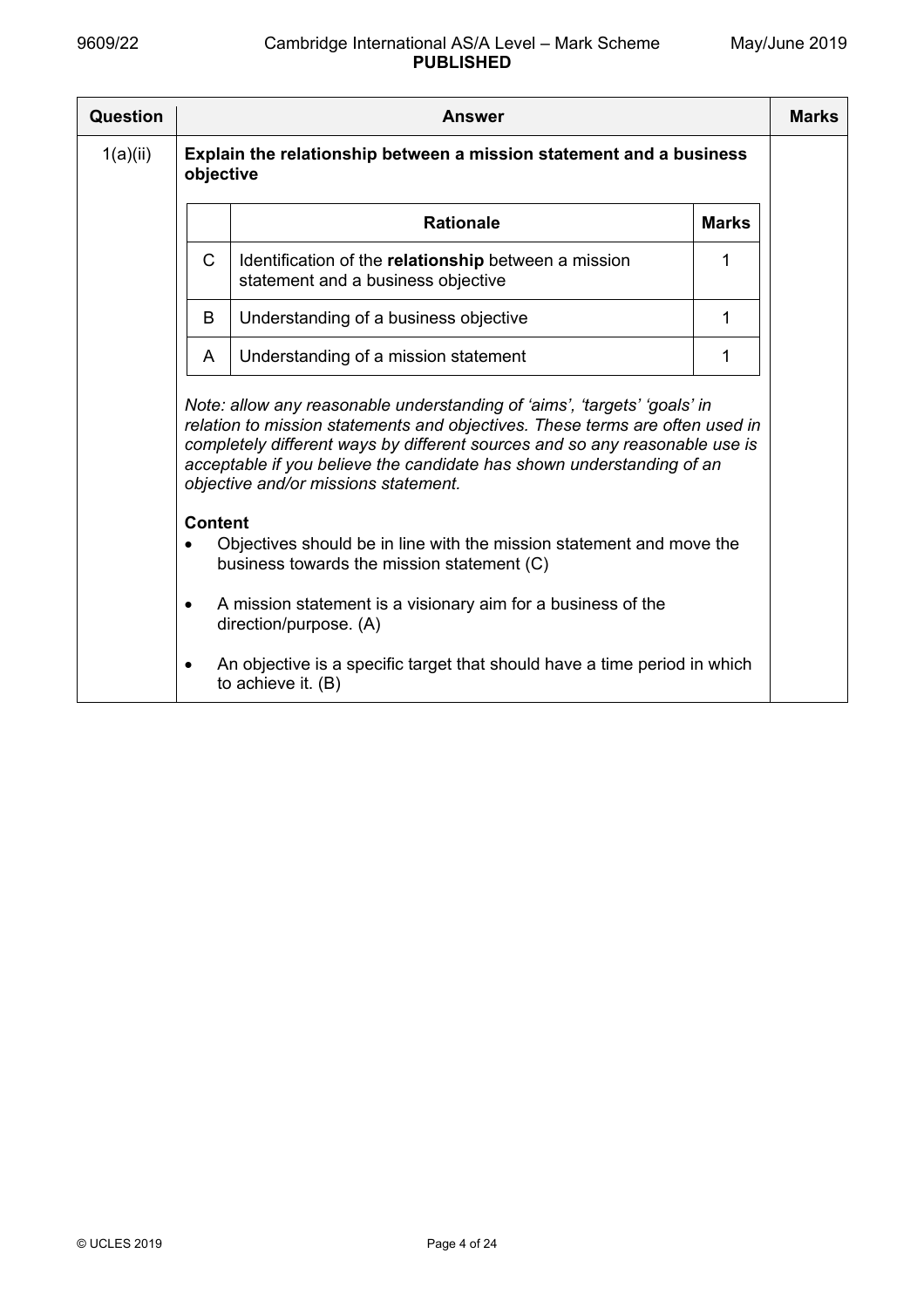| Question | Answer | Marks |
|---|---|---|
| 1(a)(ii) | **Explain the relationship between a mission statement and a business objective** | |

| | Rationale | Marks |
|---|---|---|
| C | Identification of the **relationship** between a mission statement and a business objective | 1 |
| B | Understanding of a business objective | 1 |
| A | Understanding of a mission statement | 1 |

*Note: allow any reasonable understanding of 'aims', 'targets' 'goals' in relation to mission statements and objectives. These terms are often used in completely different ways by different sources and so any reasonable use is acceptable if you believe the candidate has shown understanding of an objective and/or missions statement.*

**Content**

- Objectives should be in line with the mission statement and move the business towards the mission statement (C)
- A mission statement is a visionary aim for a business of the direction/purpose. (A)
- An objective is a specific target that should have a time period in which to achieve it. (B)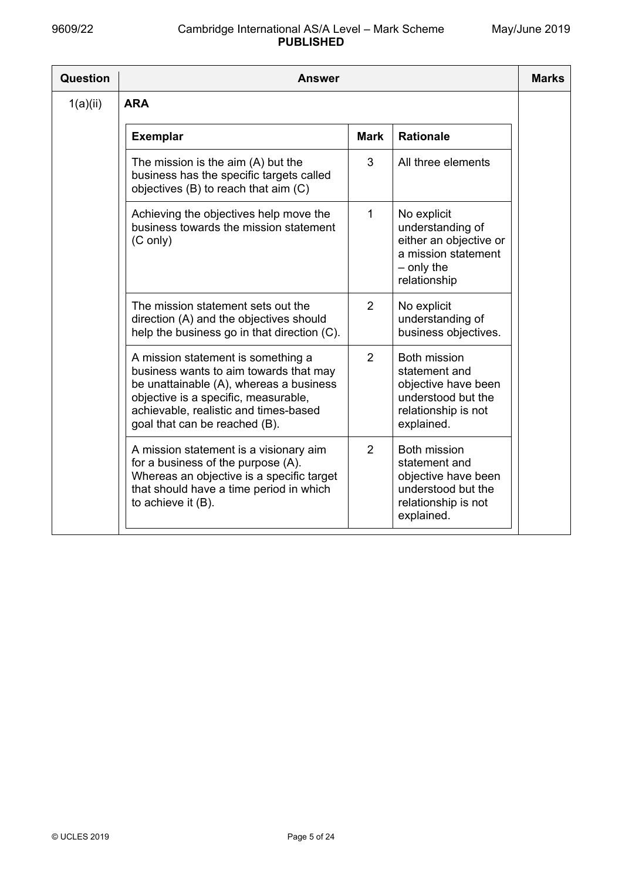| Question | Answer | Marks |
|---|---|---|
| 1(a)(ii) | **ARA** | |

| Exemplar | Mark | Rationale |
|---|---|---|
| The mission is the aim (A) but the business has the specific targets called objectives (B) to reach that aim (C) | 3 | All three elements |
| Achieving the objectives help move the business towards the mission statement (C only) | 1 | No explicit understanding of either an objective or a mission statement – only the relationship |
| The mission statement sets out the direction (A) and the objectives should help the business go in that direction (C). | 2 | No explicit understanding of business objectives. |
| A mission statement is something a business wants to aim towards that may be unattainable (A), whereas a business objective is a specific, measurable, achievable, realistic and times-based goal that can be reached (B). | 2 | Both mission statement and objective have been understood but the relationship is not explained. |
| A mission statement is a visionary aim for a business of the purpose (A). Whereas an objective is a specific target that should have a time period in which to achieve it (B). | 2 | Both mission statement and objective have been understood but the relationship is not explained. |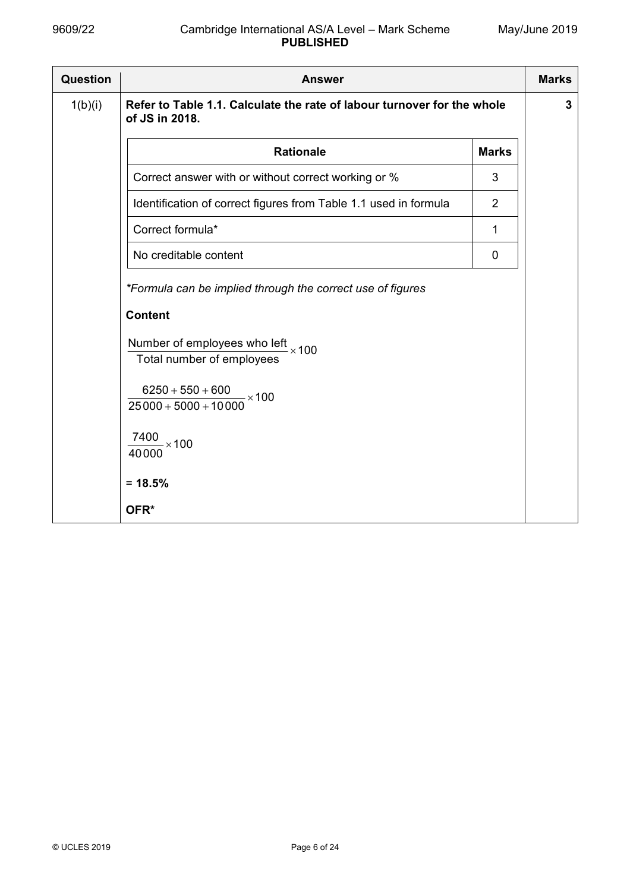| Question | Answer | Marks |
|---|---|---|
| 1(b)(i) | **Refer to Table 1.1. Calculate the rate of labour turnover for the whole of JS in 2018.** | **3** |

| Rationale | Marks |
|---|---|
| Correct answer with or without correct working or % | 3 |
| Identification of correct figures from Table 1.1 used in formula | 2 |
| Correct formula* | 1 |
| No creditable content | 0 |

*\*Formula can be implied through the correct use of figures*

**Content**

$$\frac{\text{Number of employees who left}}{\text{Total number of employees}} \times 100$$

$$\frac{6250 + 550 + 600}{25\,000 + 5000 + 10\,000} \times 100$$

$$\frac{7400}{40\,000} \times 100$$

= **18.5%**

**OFR***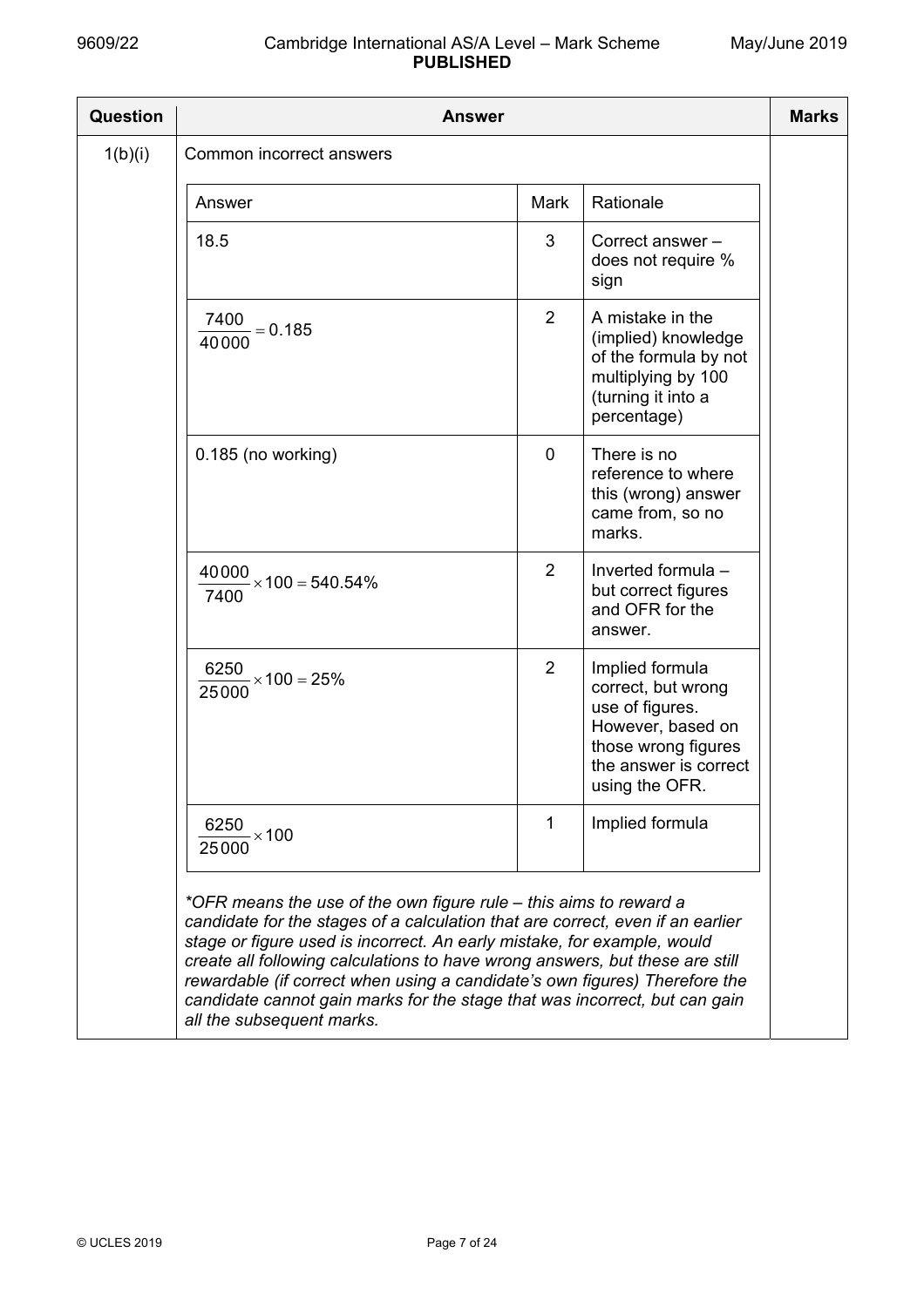| Question | Answer | Marks |
|---|---|---|
| 1(b)(i) | Common incorrect answers | |

| Answer | Mark | Rationale |
|---|---|---|
| 18.5 | 3 | Correct answer – does not require % sign |
| $\frac{7400}{40000} = 0.185$ | 2 | A mistake in the (implied) knowledge of the formula by not multiplying by 100 (turning it into a percentage) |
| 0.185 (no working) | 0 | There is no reference to where this (wrong) answer came from, so no marks. |
| $\frac{40000}{7400} \times 100 = 540.54\%$ | 2 | Inverted formula – but correct figures and OFR for the answer. |
| $\frac{6250}{25000} \times 100 = 25\%$ | 2 | Implied formula correct, but wrong use of figures. However, based on those wrong figures the answer is correct using the OFR. |
| $\frac{6250}{25000} \times 100$ | 1 | Implied formula |

*\*OFR means the use of the own figure rule – this aims to reward a candidate for the stages of a calculation that are correct, even if an earlier stage or figure used is incorrect. An early mistake, for example, would create all following calculations to have wrong answers, but these are still rewardable (if correct when using a candidate's own figures) Therefore the candidate cannot gain marks for the stage that was incorrect, but can gain all the subsequent marks.*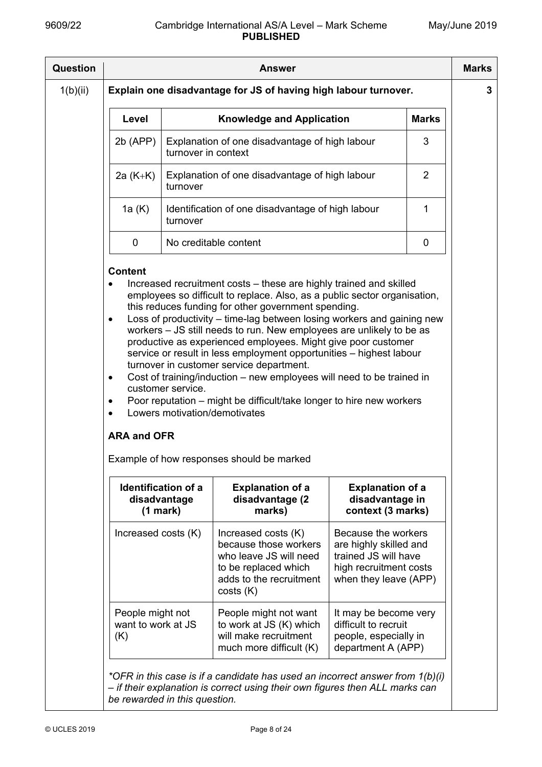| Question | Answer | Marks |
|---|---|---|
| 1(b)(ii) | **Explain one disadvantage for JS of having high labour turnover.** | 3 |

| Level | Knowledge and Application | Marks |
|---|---|---|
| 2b (APP) | Explanation of one disadvantage of high labour turnover in context | 3 |
| 2a (K+K) | Explanation of one disadvantage of high labour turnover | 2 |
| 1a (K) | Identification of one disadvantage of high labour turnover | 1 |
| 0 | No creditable content | 0 |

**Content**

- Increased recruitment costs – these are highly trained and skilled employees so difficult to replace. Also, as a public sector organisation, this reduces funding for other government spending.
- Loss of productivity – time-lag between losing workers and gaining new workers – JS still needs to run. New employees are unlikely to be as productive as experienced employees. Might give poor customer service or result in less employment opportunities – highest labour turnover in customer service department.
- Cost of training/induction – new employees will need to be trained in customer service.
- Poor reputation – might be difficult/take longer to hire new workers
- Lowers motivation/demotivates

**ARA and OFR**

Example of how responses should be marked

| Identification of a disadvantage (1 mark) | Explanation of a disadvantage (2 marks) | Explanation of a disadvantage in context (3 marks) |
|---|---|---|
| Increased costs (K) | Increased costs (K) because those workers who leave JS will need to be replaced which adds to the recruitment costs (K) | Because the workers are highly skilled and trained JS will have high recruitment costs when they leave (APP) |
| People might not want to work at JS (K) | People might not want to work at JS (K) which will make recruitment much more difficult (K) | It may be become very difficult to recruit people, especially in department A (APP) |

*\*OFR in this case is if a candidate has used an incorrect answer from 1(b)(i) – if their explanation is correct using their own figures then ALL marks can be rewarded in this question.*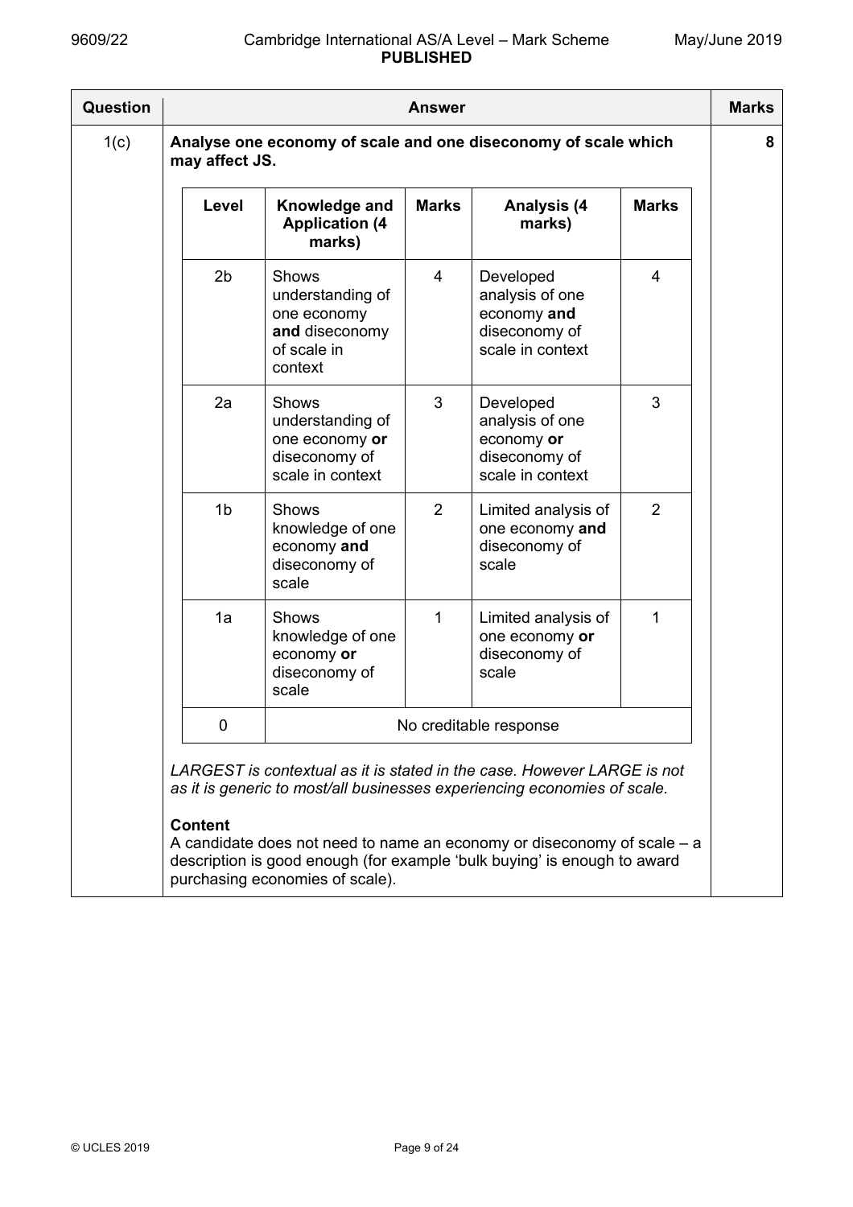| Question | Answer | Marks |
|---|---|---|
| 1(c) | **Analyse one economy of scale and one diseconomy of scale which may affect JS.** | 8 |

| Level | Knowledge and Application (4 marks) | Marks | Analysis (4 marks) | Marks |
|---|---|---|---|---|
| 2b | Shows understanding of one economy **and** diseconomy of scale in context | 4 | Developed analysis of one economy **and** diseconomy of scale in context | 4 |
| 2a | Shows understanding of one economy **or** diseconomy of scale in context | 3 | Developed analysis of one economy **or** diseconomy of scale in context | 3 |
| 1b | Shows knowledge of one economy **and** diseconomy of scale | 2 | Limited analysis of one economy **and** diseconomy of scale | 2 |
| 1a | Shows knowledge of one economy **or** diseconomy of scale | 1 | Limited analysis of one economy **or** diseconomy of scale | 1 |
| 0 | No creditable response | | | |

*LARGEST is contextual as it is stated in the case. However LARGE is not as it is generic to most/all businesses experiencing economies of scale.*

**Content**

A candidate does not need to name an economy or diseconomy of scale – a description is good enough (for example 'bulk buying' is enough to award purchasing economies of scale).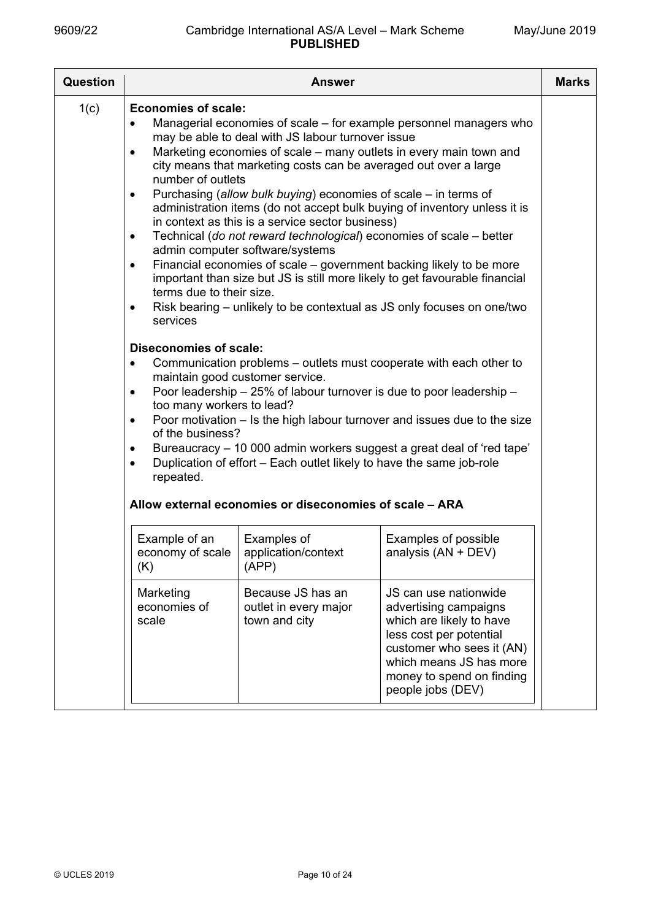| Question | Answer | Marks |
|---|---|---|
| 1(c) | **Economies of scale:**<br>• Managerial economies of scale – for example personnel managers who may be able to deal with JS labour turnover issue<br>• Marketing economies of scale – many outlets in every main town and city means that marketing costs can be averaged out over a large number of outlets<br>• Purchasing (*allow bulk buying*) economies of scale – in terms of administration items (do not accept bulk buying of inventory unless it is in context as this is a service sector business)<br>• Technical (*do not reward technological*) economies of scale – better admin computer software/systems<br>• Financial economies of scale – government backing likely to be more important than size but JS is still more likely to get favourable financial terms due to their size.<br>• Risk bearing – unlikely to be contextual as JS only focuses on one/two services<br><br>**Diseconomies of scale:**<br>• Communication problems – outlets must cooperate with each other to maintain good customer service.<br>• Poor leadership – 25% of labour turnover is due to poor leadership – too many workers to lead?<br>• Poor motivation – Is the high labour turnover and issues due to the size of the business?<br>• Bureaucracy – 10 000 admin workers suggest a great deal of 'red tape'<br>• Duplication of effort – Each outlet likely to have the same job-role repeated.<br><br>**Allow external economies or diseconomies of scale – ARA** | |

| Example of an economy of scale (K) | Examples of application/context (APP) | Examples of possible analysis (AN + DEV) |
|---|---|---|
| Marketing economies of scale | Because JS has an outlet in every major town and city | JS can use nationwide advertising campaigns which are likely to have less cost per potential customer who sees it (AN) which means JS has more money to spend on finding people jobs (DEV) |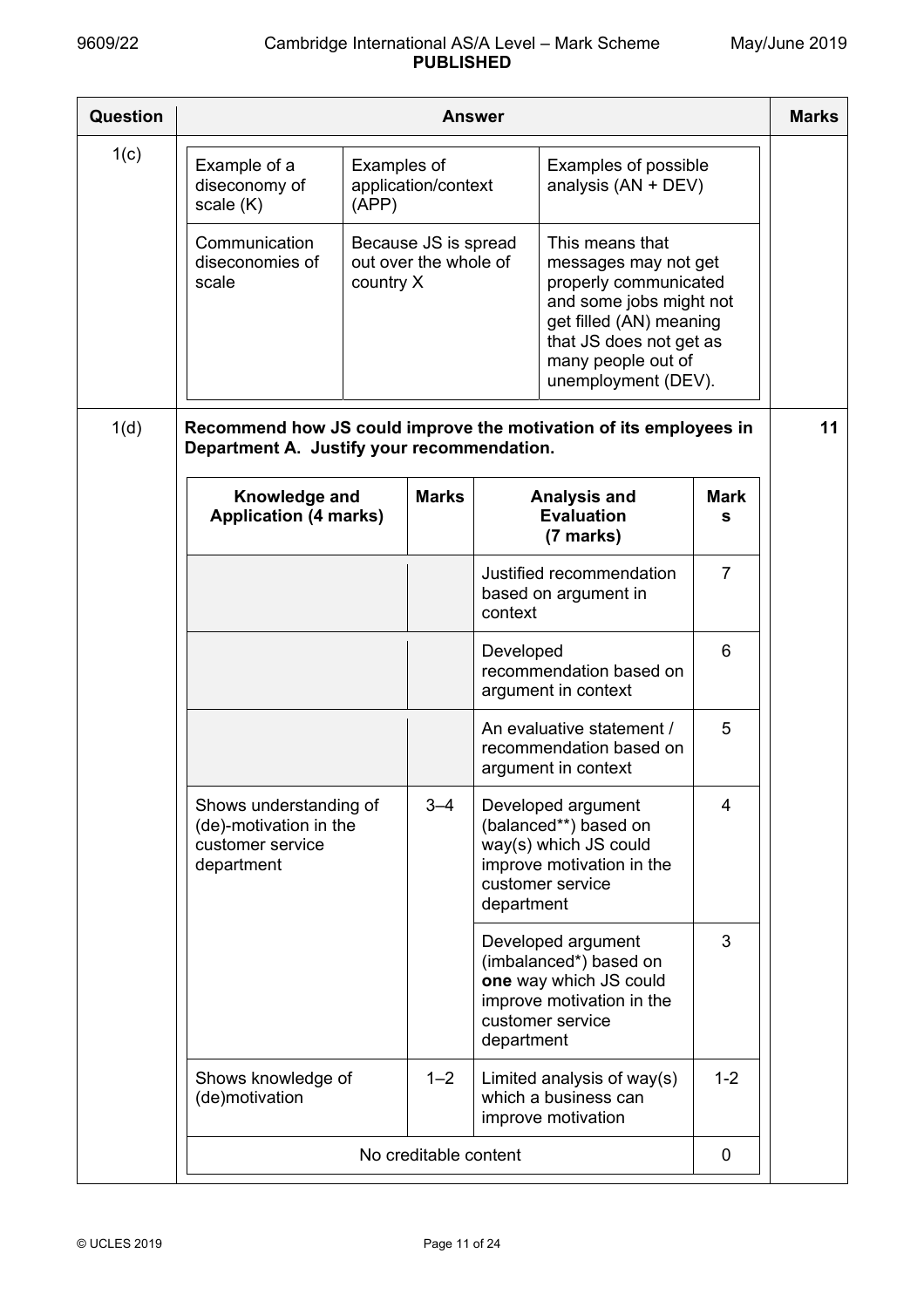| Question | Answer | Marks |
|---|---|---|
| 1(c) | | |

| Example of a diseconomy of scale (K) | Examples of application/context (APP) | Examples of possible analysis (AN + DEV) |
|---|---|---|
| Communication diseconomies of scale | Because JS is spread out over the whole of country X | This means that messages may not get properly communicated and some jobs might not get filled (AN) meaning that JS does not get as many people out of unemployment (DEV). |

| Question | Answer | Marks |
|---|---|---|
| 1(d) | **Recommend how JS could improve the motivation of its employees in Department A. Justify your recommendation.** | 11 |

| Knowledge and Application (4 marks) | Marks | Analysis and Evaluation (7 marks) | Marks |
|---|---|---|---|
| | | Justified recommendation based on argument in context | 7 |
| | | Developed recommendation based on argument in context | 6 |
| | | An evaluative statement / recommendation based on argument in context | 5 |
| Shows understanding of (de)-motivation in the customer service department | 3–4 | Developed argument (balanced**) based on way(s) which JS could improve motivation in the customer service department | 4 |
| | | Developed argument (imbalanced*) based on **one** way which JS could improve motivation in the customer service department | 3 |
| Shows knowledge of (de)motivation | 1–2 | Limited analysis of way(s) which a business can improve motivation | 1-2 |
| No creditable content | | | 0 |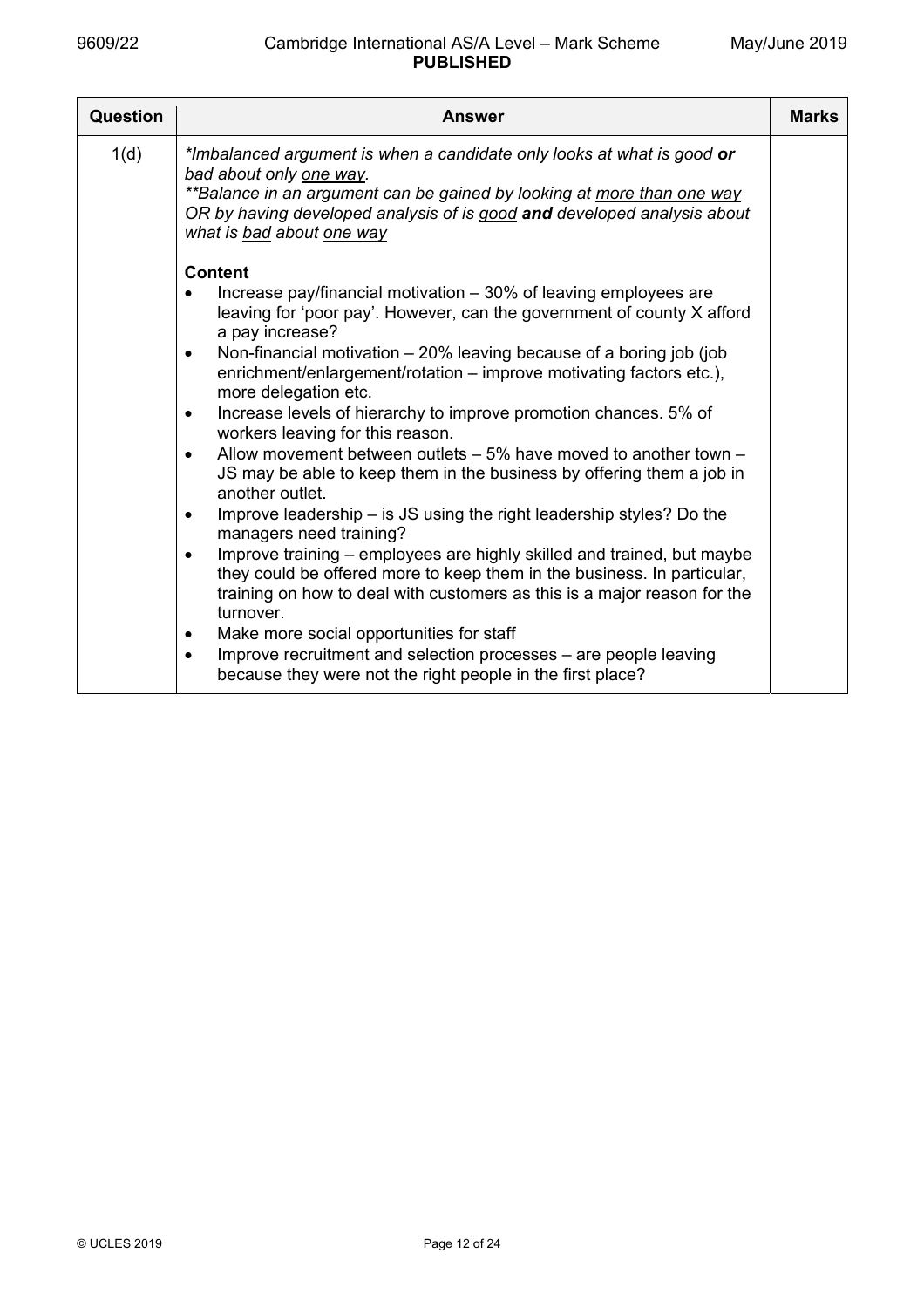| Question | Answer | Marks |
|---|---|---|
| 1(d) | *\*Imbalanced argument is when a candidate only looks at what is good **or** bad about only <u>one way</u>.*<br>*\*\*Balance in an argument can be gained by looking at <u>more than one way</u> OR by having developed analysis of is <u>good</u> **and** developed analysis about what is <u>bad</u> about <u>one way</u>*<br><br>**Content**<br>• Increase pay/financial motivation – 30% of leaving employees are leaving for 'poor pay'. However, can the government of county X afford a pay increase?<br>• Non-financial motivation – 20% leaving because of a boring job (job enrichment/enlargement/rotation – improve motivating factors etc.), more delegation etc.<br>• Increase levels of hierarchy to improve promotion chances. 5% of workers leaving for this reason.<br>• Allow movement between outlets – 5% have moved to another town – JS may be able to keep them in the business by offering them a job in another outlet.<br>• Improve leadership – is JS using the right leadership styles? Do the managers need training?<br>• Improve training – employees are highly skilled and trained, but maybe they could be offered more to keep them in the business. In particular, training on how to deal with customers as this is a major reason for the turnover.<br>• Make more social opportunities for staff<br>• Improve recruitment and selection processes – are people leaving because they were not the right people in the first place? | |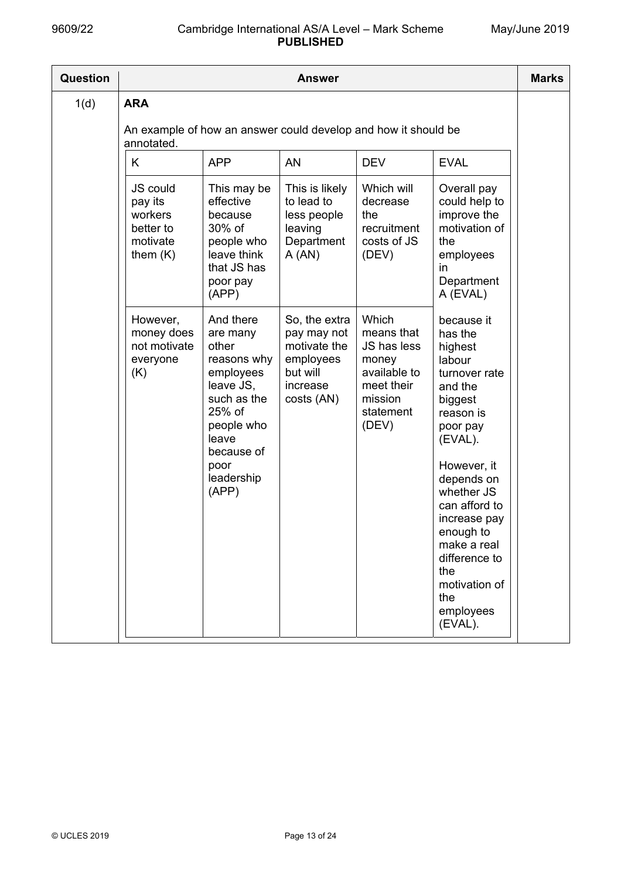| Question | Answer | | | | | Marks |
|---|---|---|---|---|---|---|
| 1(d) | **ARA**<br><br>An example of how an answer could develop and how it should be annotated. | | | | | |
| | K | APP | AN | DEV | EVAL | |
| | JS could pay its workers better to motivate them (K) | This may be effective because 30% of people who leave think that JS has poor pay (APP) | This is likely to lead to less people leaving Department A (AN) | Which will decrease the recruitment costs of JS (DEV) | Overall pay could help to improve the motivation of the employees in Department A (EVAL) | |
| | However, money does not motivate everyone (K) | And there are many other reasons why employees leave JS, such as the 25% of people who leave because of poor leadership (APP) | So, the extra pay may not motivate the employees but will increase costs (AN) | Which means that JS has less money available to meet their mission statement (DEV) | because it has the highest labour turnover rate and the biggest reason is poor pay (EVAL).<br><br>However, it depends on whether JS can afford to increase pay enough to make a real difference to the motivation of the employees (EVAL). | |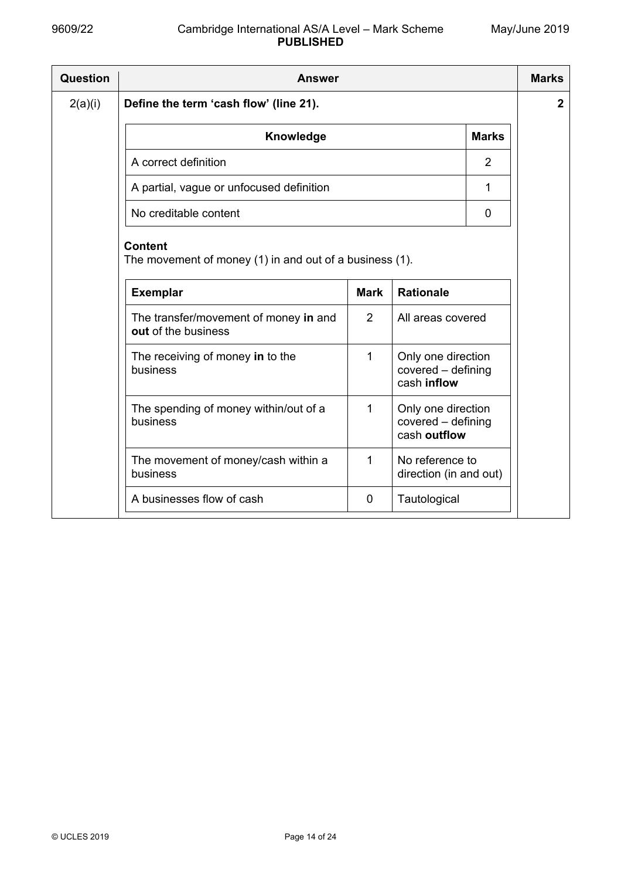| Question | Answer | Marks |
|---|---|---|
| 2(a)(i) | **Define the term 'cash flow' (line 21).** | **2** |

| Knowledge | Marks |
|---|---|
| A correct definition | 2 |
| A partial, vague or unfocused definition | 1 |
| No creditable content | 0 |

**Content**
The movement of money (1) in and out of a business (1).

| Exemplar | Mark | Rationale |
|---|---|---|
| The transfer/movement of money **in** and **out** of the business | 2 | All areas covered |
| The receiving of money **in** to the business | 1 | Only one direction covered – defining cash **inflow** |
| The spending of money within/out of a business | 1 | Only one direction covered – defining cash **outflow** |
| The movement of money/cash within a business | 1 | No reference to direction (in and out) |
| A businesses flow of cash | 0 | Tautological |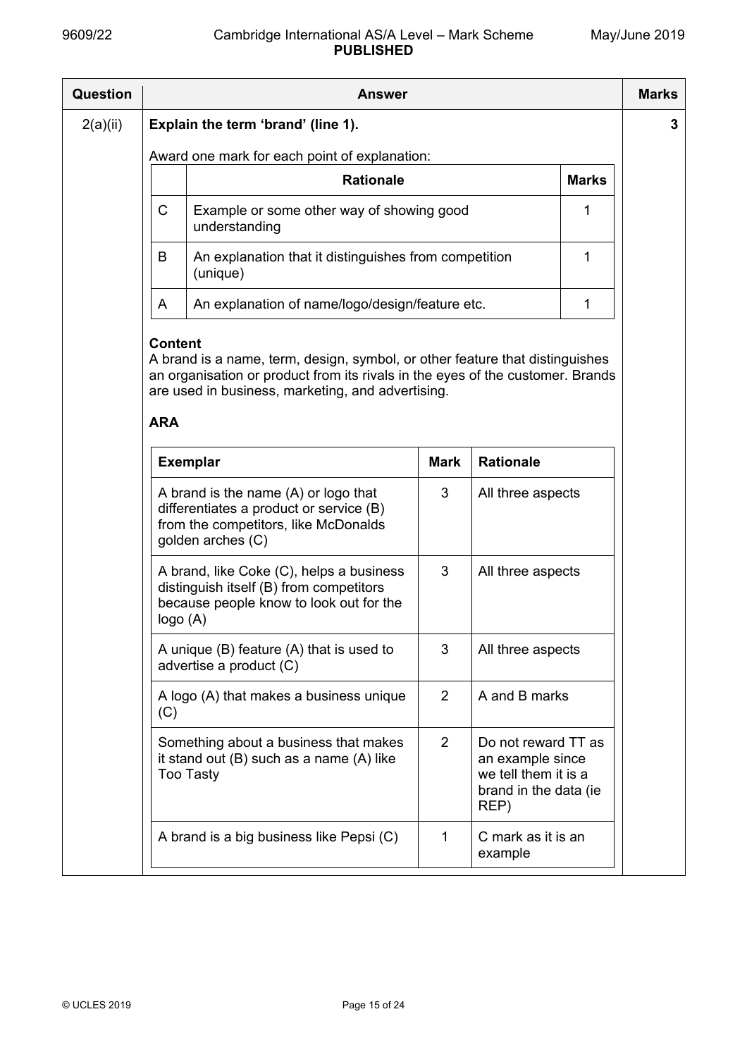| Question | Answer | Marks |
|---|---|---|
| 2(a)(ii) | **Explain the term 'brand' (line 1).** | 3 |

Award one mark for each point of explanation:

| | Rationale | Marks |
|---|---|---|
| C | Example or some other way of showing good understanding | 1 |
| B | An explanation that it distinguishes from competition (unique) | 1 |
| A | An explanation of name/logo/design/feature etc. | 1 |

**Content**

A brand is a name, term, design, symbol, or other feature that distinguishes an organisation or product from its rivals in the eyes of the customer. Brands are used in business, marketing, and advertising.

**ARA**

| Exemplar | Mark | Rationale |
|---|---|---|
| A brand is the name (A) or logo that differentiates a product or service (B) from the competitors, like McDonalds golden arches (C) | 3 | All three aspects |
| A brand, like Coke (C), helps a business distinguish itself (B) from competitors because people know to look out for the logo (A) | 3 | All three aspects |
| A unique (B) feature (A) that is used to advertise a product (C) | 3 | All three aspects |
| A logo (A) that makes a business unique (C) | 2 | A and B marks |
| Something about a business that makes it stand out (B) such as a name (A) like Too Tasty | 2 | Do not reward TT as an example since we tell them it is a brand in the data (ie REP) |
| A brand is a big business like Pepsi (C) | 1 | C mark as it is an example |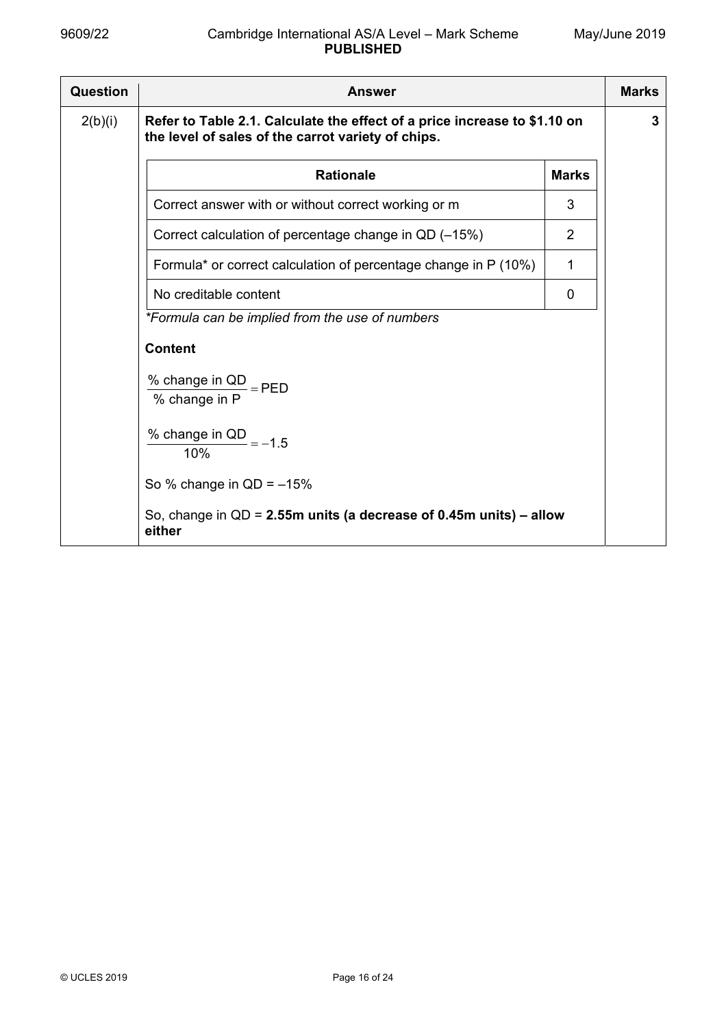| Question | Answer | Marks |
|---|---|---|
| 2(b)(i) | **Refer to Table 2.1. Calculate the effect of a price increase to \$1.10 on the level of sales of the carrot variety of chips.** | **3** |

| Rationale | Marks |
|---|---|
| Correct answer with or without correct working or m | 3 |
| Correct calculation of percentage change in QD (–15%) | 2 |
| Formula* or correct calculation of percentage change in P (10%) | 1 |
| No creditable content | 0 |

*\*Formula can be implied from the use of numbers*

**Content**

$$\frac{\text{\% change in QD}}{\text{\% change in P}} = \text{PED}$$

$$\frac{\text{\% change in QD}}{10\%} = -1.5$$

So % change in QD = –15%

So, change in QD = **2.55m units (a decrease of 0.45m units) – allow either**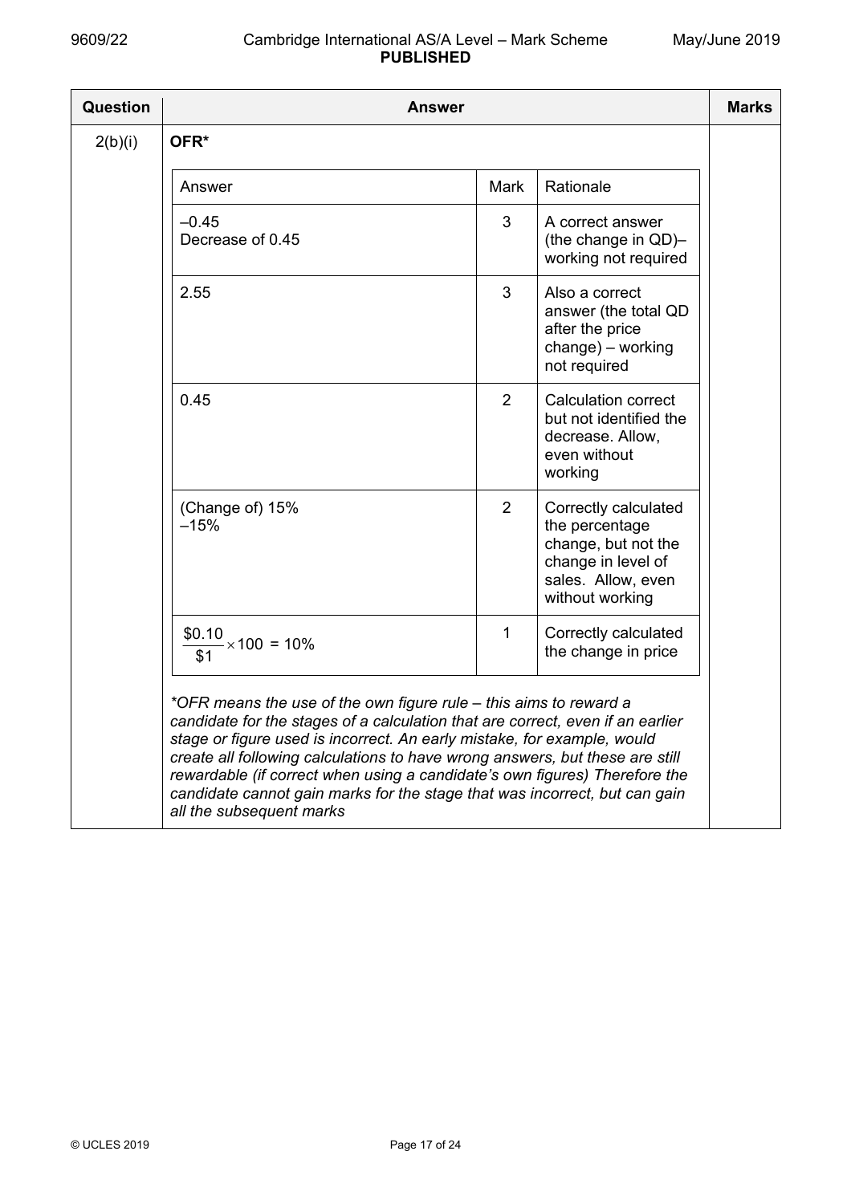| Question | Answer | Marks |
|---|---|---|
| 2(b)(i) | **OFR*** | |

| Answer | Mark | Rationale |
|---|---|---|
| –0.45<br>Decrease of 0.45 | 3 | A correct answer (the change in QD)– working not required |
| 2.55 | 3 | Also a correct answer (the total QD after the price change) – working not required |
| 0.45 | 2 | Calculation correct but not identified the decrease. Allow, even without working |
| (Change of) 15%<br>–15% | 2 | Correctly calculated the percentage change, but not the change in level of sales. Allow, even without working |
| $\frac{\$0.10}{\$1} \times 100 = 10\%$ | 1 | Correctly calculated the change in price |

*\*OFR means the use of the own figure rule – this aims to reward a candidate for the stages of a calculation that are correct, even if an earlier stage or figure used is incorrect. An early mistake, for example, would create all following calculations to have wrong answers, but these are still rewardable (if correct when using a candidate's own figures) Therefore the candidate cannot gain marks for the stage that was incorrect, but can gain all the subsequent marks*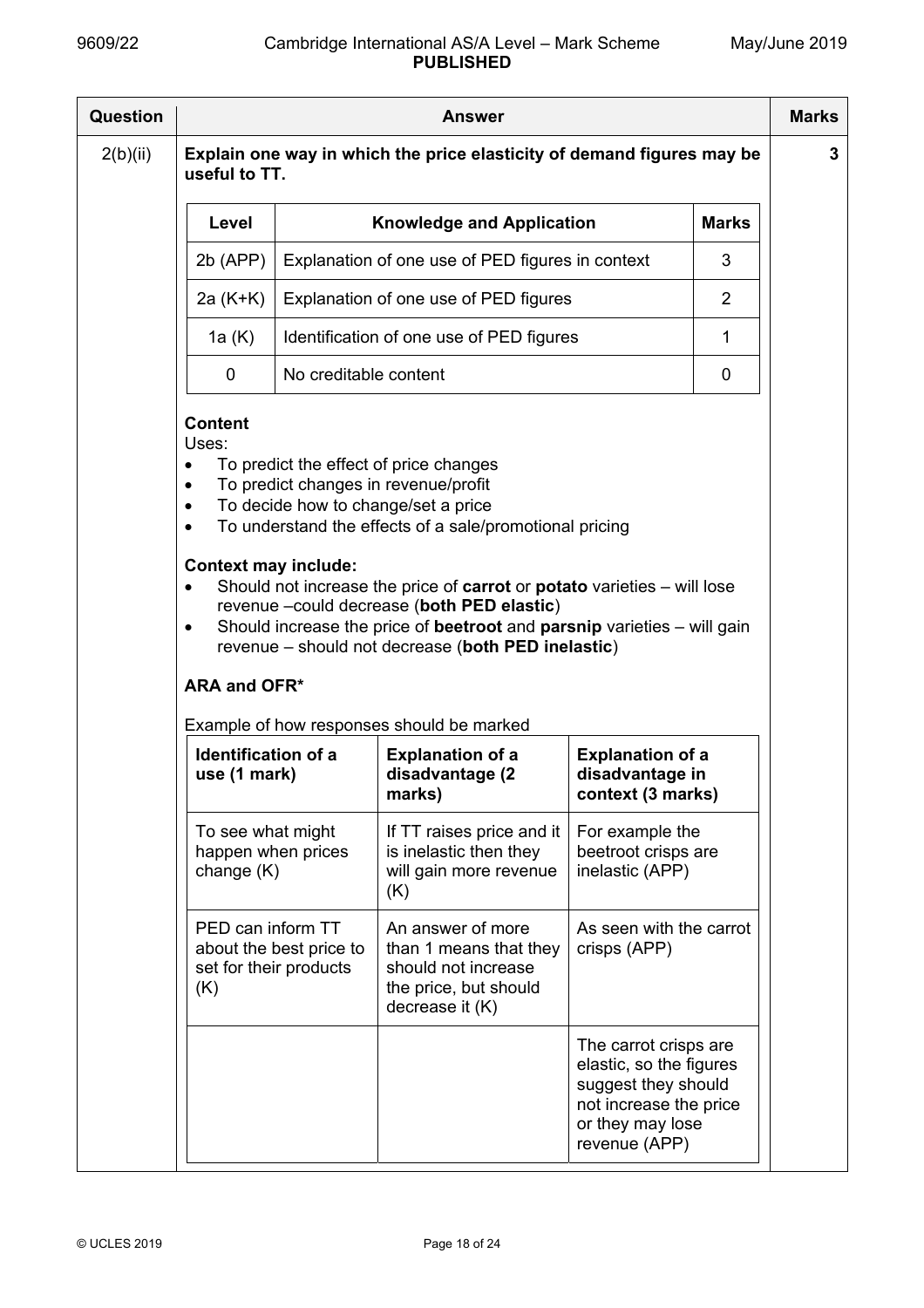| Question | Answer | Marks |
|---|---|---|
| 2(b)(ii) | **Explain one way in which the price elasticity of demand figures may be useful to TT.** | 3 |

| Level | Knowledge and Application | Marks |
|---|---|---|
| 2b (APP) | Explanation of one use of PED figures in context | 3 |
| 2a (K+K) | Explanation of one use of PED figures | 2 |
| 1a (K) | Identification of one use of PED figures | 1 |
| 0 | No creditable content | 0 |

**Content**

Uses:

- To predict the effect of price changes
- To predict changes in revenue/profit
- To decide how to change/set a price
- To understand the effects of a sale/promotional pricing

**Context may include:**

- Should not increase the price of **carrot** or **potato** varieties – will lose revenue –could decrease (**both PED elastic**)
- Should increase the price of **beetroot** and **parsnip** varieties – will gain revenue – should not decrease (**both PED inelastic**)

**ARA and OFR***

Example of how responses should be marked

| **Identification of a use (1 mark)** | **Explanation of a disadvantage (2 marks)** | **Explanation of a disadvantage in context (3 marks)** |
|---|---|---|
| To see what might happen when prices change (K) | If TT raises price and it is inelastic then they will gain more revenue (K) | For example the beetroot crisps are inelastic (APP) |
| PED can inform TT about the best price to set for their products (K) | An answer of more than 1 means that they should not increase the price, but should decrease it (K) | As seen with the carrot crisps (APP) |
| | | The carrot crisps are elastic, so the figures suggest they should not increase the price or they may lose revenue (APP) |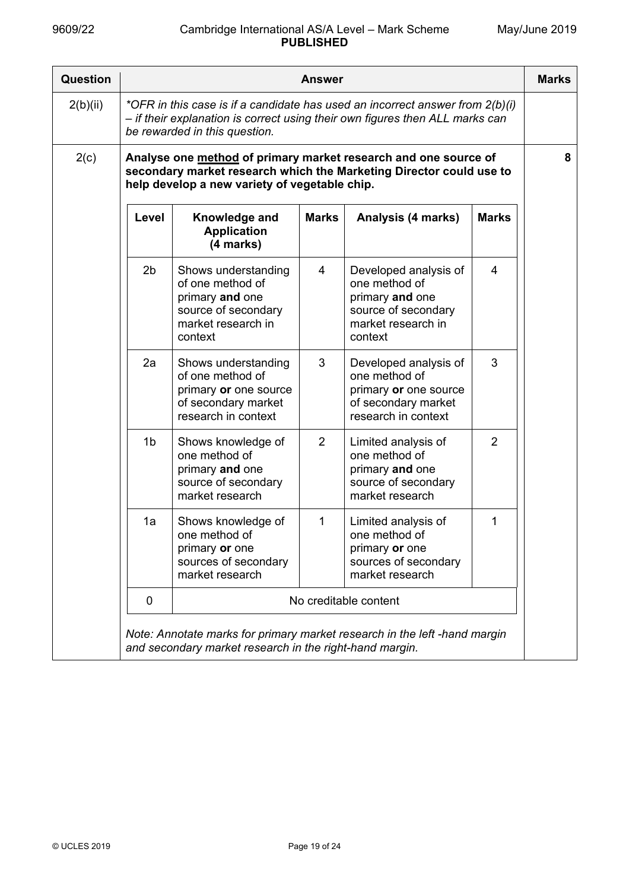| Question | Answer | Marks |
|---|---|---|
| 2(b)(ii) | *\*OFR in this case is if a candidate has used an incorrect answer from 2(b)(i) – if their explanation is correct using their own figures then ALL marks can be rewarded in this question.* | |
| 2(c) | **Analyse one <u>method</u> of primary market research and one source of secondary market research which the Marketing Director could use to help develop a new variety of vegetable chip.** | 8 |

| Level | Knowledge and Application (4 marks) | Marks | Analysis (4 marks) | Marks |
|---|---|---|---|---|
| 2b | Shows understanding of one method of primary **and** one source of secondary market research in context | 4 | Developed analysis of one method of primary **and** one source of secondary market research in context | 4 |
| 2a | Shows understanding of one method of primary **or** one source of secondary market research in context | 3 | Developed analysis of one method of primary **or** one source of secondary market research in context | 3 |
| 1b | Shows knowledge of one method of primary **and** one source of secondary market research | 2 | Limited analysis of one method of primary **and** one source of secondary market research | 2 |
| 1a | Shows knowledge of one method of primary **or** one sources of secondary market research | 1 | Limited analysis of one method of primary **or** one sources of secondary market research | 1 |
| 0 | No creditable content | | | |

*Note: Annotate marks for primary market research in the left -hand margin and secondary market research in the right-hand margin.*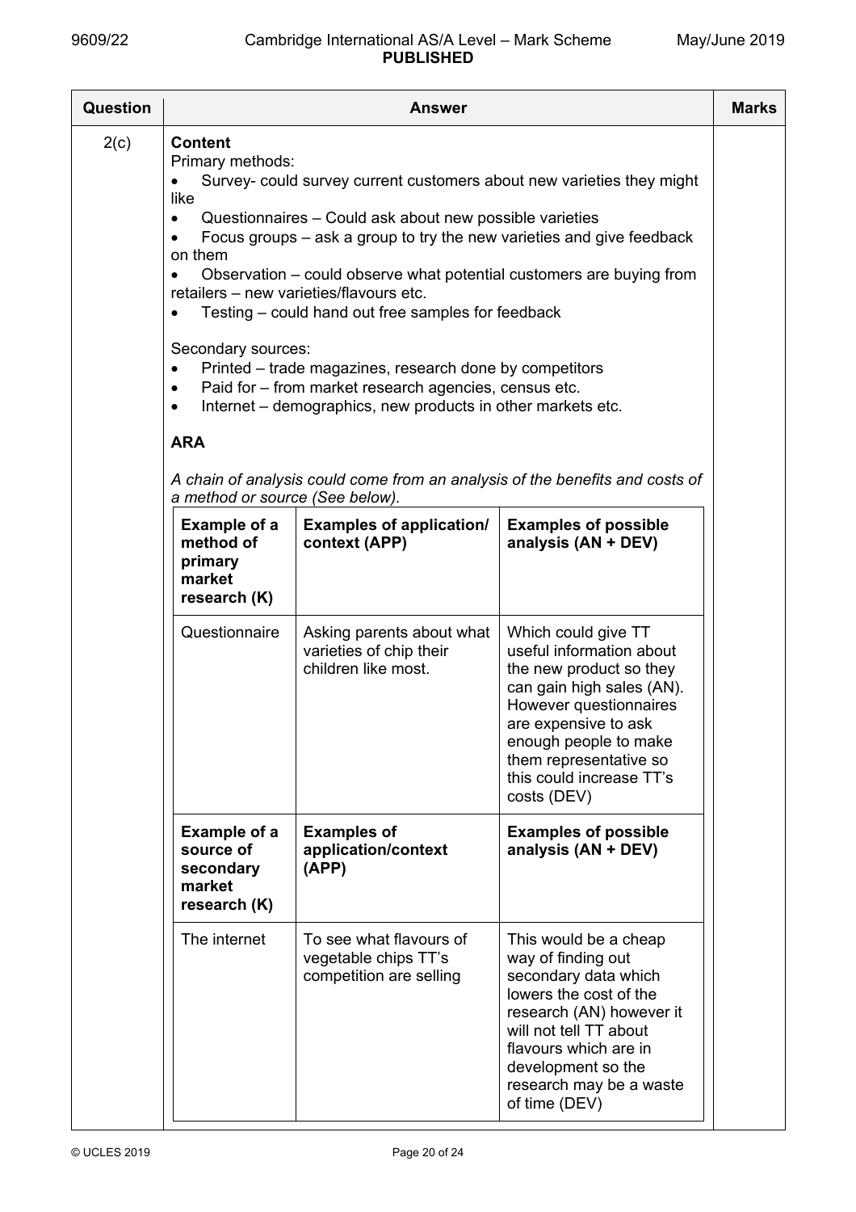| Question | Answer | Marks |
|---|---|---|
| 2(c) | **Content**<br>Primary methods:<br>• Survey- could survey current customers about new varieties they might like<br>• Questionnaires – Could ask about new possible varieties<br>• Focus groups – ask a group to try the new varieties and give feedback on them<br>• Observation – could observe what potential customers are buying from retailers – new varieties/flavours etc.<br>• Testing – could hand out free samples for feedback<br><br>Secondary sources:<br>• Printed – trade magazines, research done by competitors<br>• Paid for – from market research agencies, census etc.<br>• Internet – demographics, new products in other markets etc.<br><br>**ARA**<br><br>*A chain of analysis could come from an analysis of the benefits and costs of a method or source (See below).* | |

| Example of a method of primary market research (K) | Examples of application/ context (APP) | Examples of possible analysis (AN + DEV) |
|---|---|---|
| Questionnaire | Asking parents about what varieties of chip their children like most. | Which could give TT useful information about the new product so they can gain high sales (AN). However questionnaires are expensive to ask enough people to make them representative so this could increase TT's costs (DEV) |
| **Example of a source of secondary market research (K)** | **Examples of application/context (APP)** | **Examples of possible analysis (AN + DEV)** |
| The internet | To see what flavours of vegetable chips TT's competition are selling | This would be a cheap way of finding out secondary data which lowers the cost of the research (AN) however it will not tell TT about flavours which are in development so the research may be a waste of time (DEV) |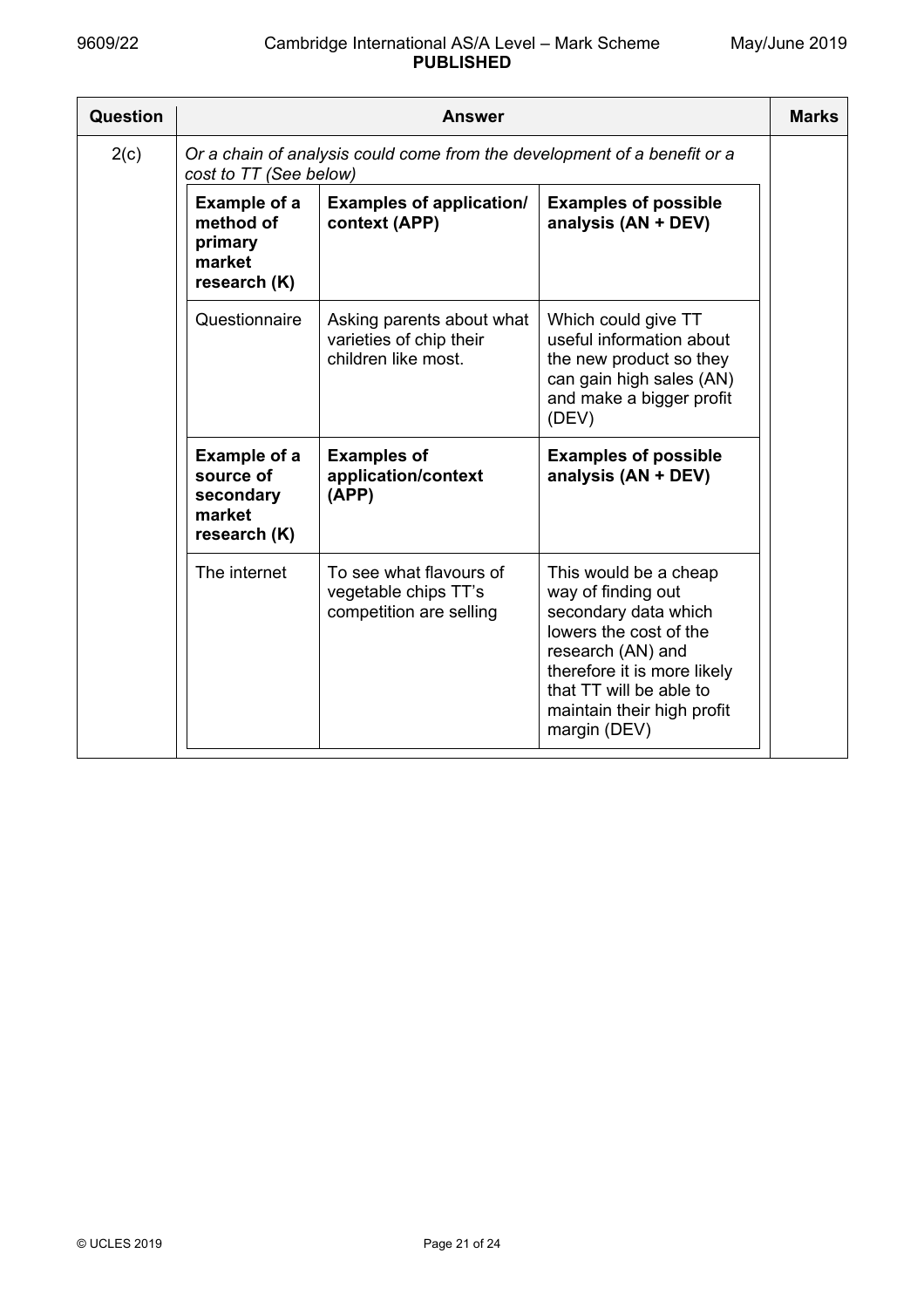| Question | Answer | Marks |
|---|---|---|
| 2(c) | *Or a chain of analysis could come from the development of a benefit or a cost to TT (See below)* | |

| Example of a method of primary market research (K) | Examples of application/ context (APP) | Examples of possible analysis (AN + DEV) |
|---|---|---|
| Questionnaire | Asking parents about what varieties of chip their children like most. | Which could give TT useful information about the new product so they can gain high sales (AN) and make a bigger profit (DEV) |
| **Example of a source of secondary market research (K)** | **Examples of application/context (APP)** | **Examples of possible analysis (AN + DEV)** |
| The internet | To see what flavours of vegetable chips TT's competition are selling | This would be a cheap way of finding out secondary data which lowers the cost of the research (AN) and therefore it is more likely that TT will be able to maintain their high profit margin (DEV) |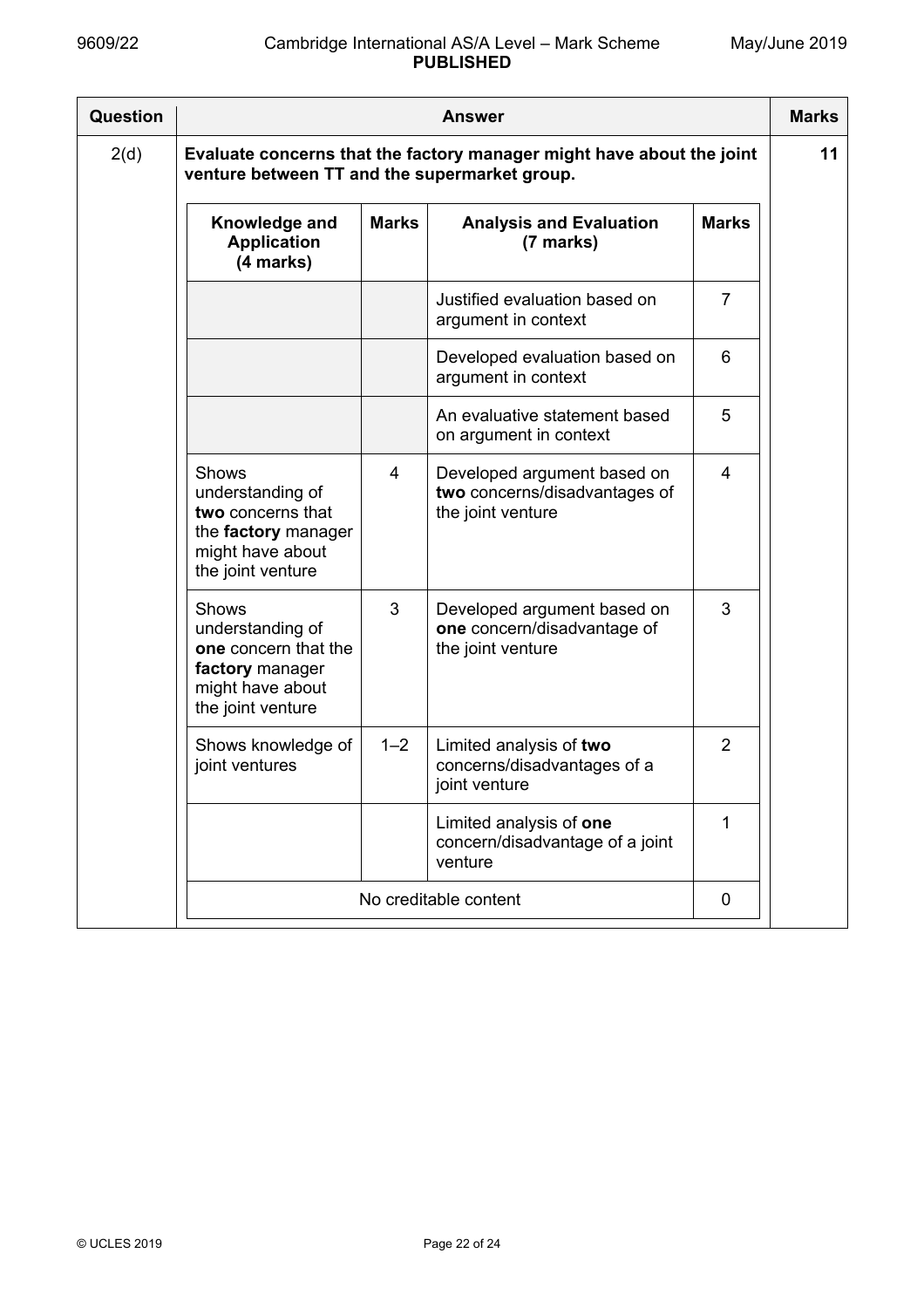| Question | Answer | | | | Marks |
|---|---|---|---|---|---|
| 2(d) | **Evaluate concerns that the factory manager might have about the joint venture between TT and the supermarket group.** | | | | 11 |
| | **Knowledge and Application (4 marks)** | **Marks** | **Analysis and Evaluation (7 marks)** | **Marks** | |
| | | | Justified evaluation based on argument in context | 7 | |
| | | | Developed evaluation based on argument in context | 6 | |
| | | | An evaluative statement based on argument in context | 5 | |
| | Shows understanding of **two** concerns that the **factory** manager might have about the joint venture | 4 | Developed argument based on **two** concerns/disadvantages of the joint venture | 4 | |
| | Shows understanding of **one** concern that the **factory** manager might have about the joint venture | 3 | Developed argument based on **one** concern/disadvantage of the joint venture | 3 | |
| | Shows knowledge of joint ventures | 1–2 | Limited analysis of **two** concerns/disadvantages of a joint venture | 2 | |
| | | | Limited analysis of **one** concern/disadvantage of a joint venture | 1 | |
| | No creditable content | | | 0 | |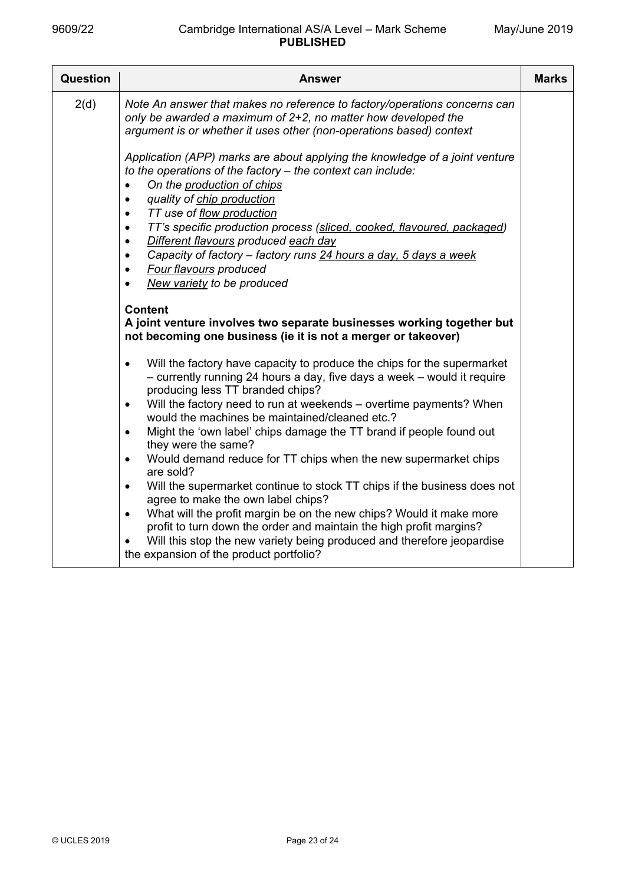| Question | Answer | Marks |
|---|---|---|
| 2(d) | *Note An answer that makes no reference to factory/operations concerns can only be awarded a maximum of 2+2, no matter how developed the argument is or whether it uses other (non-operations based) context*<br><br>*Application (APP) marks are about applying the knowledge of a joint venture to the operations of the factory – the context can include:*<br>• *On the production of chips*<br>• *quality of chip production*<br>• *TT use of flow production*<br>• *TT's specific production process (sliced, cooked, flavoured, packaged)*<br>• *Different flavours produced each day*<br>• *Capacity of factory – factory runs 24 hours a day, 5 days a week*<br>• *Four flavours produced*<br>• *New variety to be produced*<br><br>**Content**<br>**A joint venture involves two separate businesses working together but not becoming one business (ie it is not a merger or takeover)**<br><br>• Will the factory have capacity to produce the chips for the supermarket – currently running 24 hours a day, five days a week – would it require producing less TT branded chips?<br>• Will the factory need to run at weekends – overtime payments? When would the machines be maintained/cleaned etc.?<br>• Might the 'own label' chips damage the TT brand if people found out they were the same?<br>• Would demand reduce for TT chips when the new supermarket chips are sold?<br>• Will the supermarket continue to stock TT chips if the business does not agree to make the own label chips?<br>• What will the profit margin be on the new chips? Would it make more profit to turn down the order and maintain the high profit margins?<br>• Will this stop the new variety being produced and therefore jeopardise the expansion of the product portfolio? | |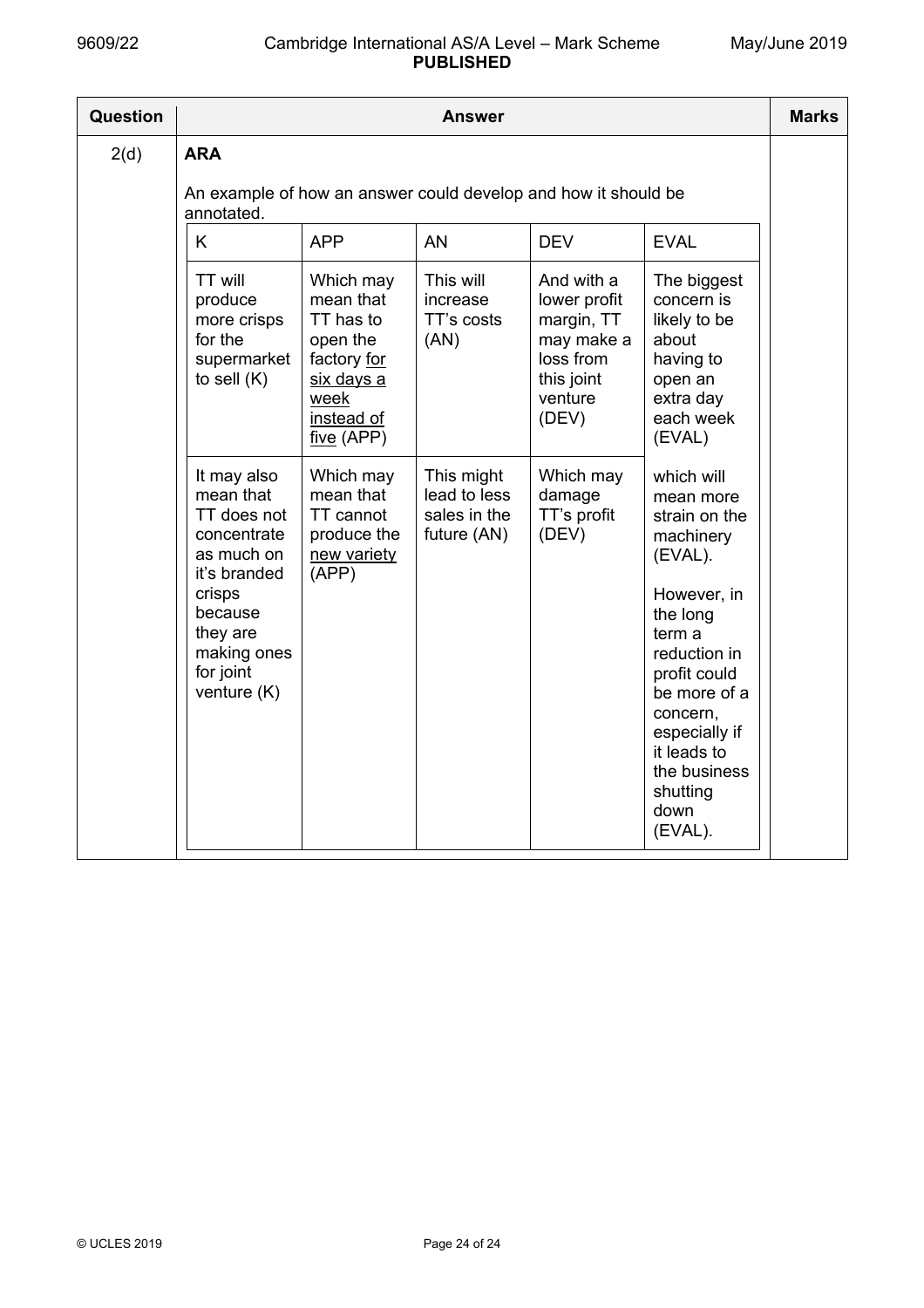| Question | Answer | Marks |
|---|---|---|
| 2(d) | **ARA**<br><br>An example of how an answer could develop and how it should be annotated. | |

| K | APP | AN | DEV | EVAL |
|---|---|---|---|---|
| TT will produce more crisps for the supermarket to sell (K) | Which may mean that TT has to open the factory <u>for six days a week instead of five</u> (APP) | This will increase TT's costs (AN) | And with a lower profit margin, TT may make a loss from this joint venture (DEV) | The biggest concern is likely to be about having to open an extra day each week (EVAL) |
| It may also mean that TT does not concentrate as much on it's branded crisps because they are making ones for joint venture (K) | Which may mean that TT cannot produce the <u>new variety</u> (APP) | This might lead to less sales in the future (AN) | Which may damage TT's profit (DEV) | which will mean more strain on the machinery (EVAL).<br><br>However, in the long term a reduction in profit could be more of a concern, especially if it leads to the business shutting down (EVAL). |